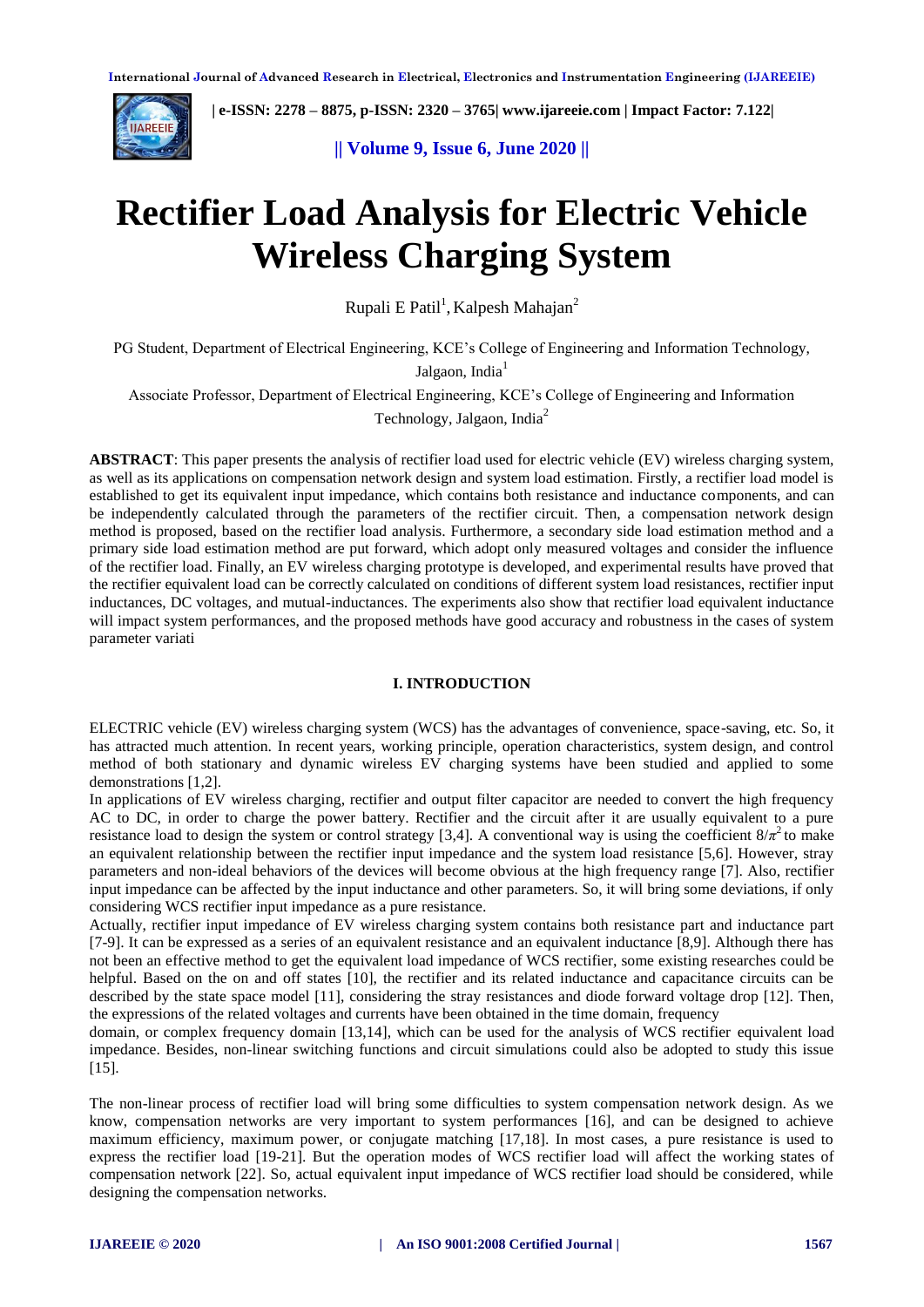# Rectifier Load Analysis for Electric Vehicle Wireless Charging System

Rupali E Patil[1], Kalpesh Mahajan[2]

PG Student, Department of Electrical Engineering, KCE's College of Engineering and Information Technology, Jalgaon, India[1]

Associate Professor, Department of Electrical Engineering, KCE's College of Engineering and Information Technology, Jalgaon, India[2]

**ABSTRACT**: This paper presents the analysis of rectifier load used for electric vehicle (EV) wireless charging system, as well as its applications on compensation network design and system load estimation. Firstly, a rectifier load model is established to get its equivalent input impedance, which contains both resistance and inductance components, and can be independently calculated through the parameters of the rectifier circuit. Then, a compensation network design method is proposed, based on the rectifier load analysis. Furthermore, a secondary side load estimation method and a primary side load estimation method are put forward, which adopt only measured voltages and consider the influence of the rectifier load. Finally, an EV wireless charging prototype is developed, and experimental results have proved that the rectifier equivalent load can be correctly calculated on conditions of different system load resistances, rectifier input inductances, DC voltages, and mutual-inductances. The experiments also show that rectifier load equivalent inductance will impact system performances, and the proposed methods have good accuracy and robustness in the cases of system parameter variati

## I. INTRODUCTION

ELECTRIC vehicle (EV) wireless charging system (WCS) has the advantages of convenience, space-saving, etc. So, it has attracted much attention. In recent years, working principle, operation characteristics, system design, and control method of both stationary and dynamic wireless EV charging systems have been studied and applied to some demonstrations [1,2].

In applications of EV wireless charging, rectifier and output filter capacitor are needed to convert the high frequency AC to DC, in order to charge the power battery. Rectifier and the circuit after it are usually equivalent to a pure resistance load to design the system or control strategy [3,4]. A conventional way is using the coefficient $8/\pi^2$ to make an equivalent relationship between the rectifier input impedance and the system load resistance [5,6]. However, stray parameters and non-ideal behaviors of the devices will become obvious at the high frequency range [7]. Also, rectifier input impedance can be affected by the input inductance and other parameters. So, it will bring some deviations, if only considering WCS rectifier input impedance as a pure resistance.

Actually, rectifier input impedance of EV wireless charging system contains both resistance part and inductance part [7-9]. It can be expressed as a series of an equivalent resistance and an equivalent inductance [8,9]. Although there has not been an effective method to get the equivalent load impedance of WCS rectifier, some existing researches could be helpful. Based on the on and off states [10], the rectifier and its related inductance and capacitance circuits can be described by the state space model [11], considering the stray resistances and diode forward voltage drop [12]. Then, the expressions of the related voltages and currents have been obtained in the time domain, frequency domain, or complex frequency domain [13,14], which can be used for the analysis of WCS rectifier equivalent load impedance. Besides, non-linear switching functions and circuit simulations could also be adopted to study this issue [15].

The non-linear process of rectifier load will bring some difficulties to system compensation network design. As we know, compensation networks are very important to system performances [16], and can be designed to achieve maximum efficiency, maximum power, or conjugate matching [17,18]. In most cases, a pure resistance is used to express the rectifier load [19-21]. But the operation modes of WCS rectifier load will affect the working states of compensation network [22]. So, actual equivalent input impedance of WCS rectifier load should be considered, while designing the compensation networks.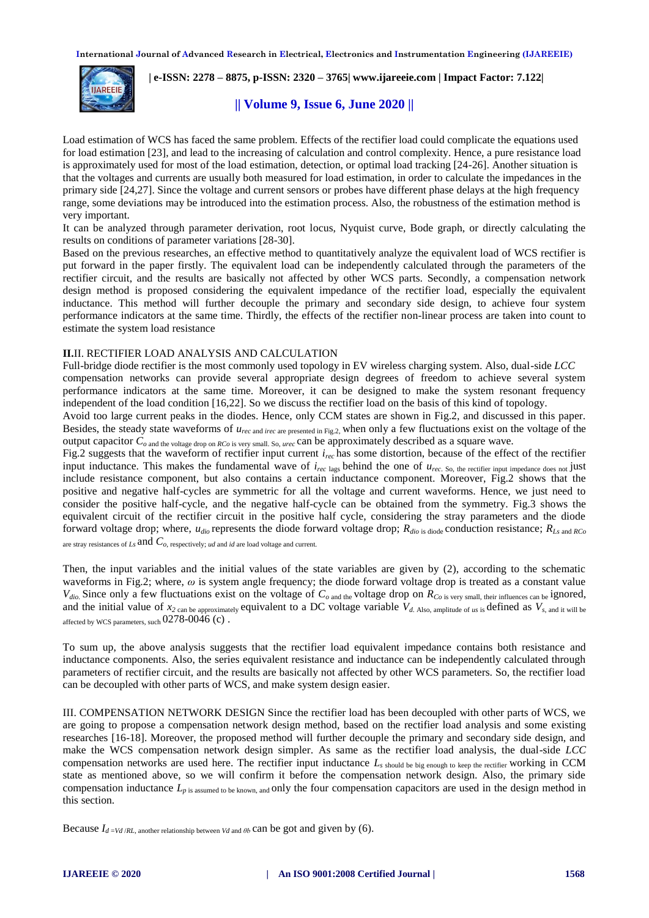Load estimation of WCS has faced the same problem. Effects of the rectifier load could complicate the equations used for load estimation [23], and lead to the increasing of calculation and control complexity. Hence, a pure resistance load is approximately used for most of the load estimation, detection, or optimal load tracking [24-26]. Another situation is that the voltages and currents are usually both measured for load estimation, in order to calculate the impedances in the primary side [24,27]. Since the voltage and current sensors or probes have different phase delays at the high frequency range, some deviations may be introduced into the estimation process. Also, the robustness of the estimation method is very important.

It can be analyzed through parameter derivation, root locus, Nyquist curve, Bode graph, or directly calculating the results on conditions of parameter variations [28-30].

Based on the previous researches, an effective method to quantitatively analyze the equivalent load of WCS rectifier is put forward in the paper firstly. The equivalent load can be independently calculated through the parameters of the rectifier circuit, and the results are basically not affected by other WCS parts. Secondly, a compensation network design method is proposed considering the equivalent impedance of the rectifier load, especially the equivalent inductance. This method will further decouple the primary and secondary side design, to achieve four system performance indicators at the same time. Thirdly, the effects of the rectifier non-linear process are taken into count to estimate the system load resistance

## **II.**II. RECTIFIER LOAD ANALYSIS AND CALCULATION

Full-bridge diode rectifier is the most commonly used topology in EV wireless charging system. Also, dual-side *LCC* compensation networks can provide several appropriate design degrees of freedom to achieve several system performance indicators at the same time. Moreover, it can be designed to make the system resonant frequency independent of the load condition [16,22]. So we discuss the rectifier load on the basis of this kind of topology.

Avoid too large current peaks in the diodes. Hence, only CCM states are shown in Fig.2, and discussed in this paper. Besides, the steady state waveforms of $u_{rec}$ and $i_{rec}$ are presented in Fig.2, when only a few fluctuations exist on the voltage of the output capacitor $C_o$ and the voltage drop on $R_{Co}$ is very small. So, $u_{rec}$ can be approximately described as a square wave.

Fig.2 suggests that the waveform of rectifier input current $i_{rec}$ has some distortion, because of the effect of the rectifier input inductance. This makes the fundamental wave of $i_{rec}$ lags behind the one of $u_{rec}$. So, the rectifier input impedance does not just include resistance component, but also contains a certain inductance component. Moreover, Fig.2 shows that the positive and negative half-cycles are symmetric for all the voltage and current waveforms. Hence, we just need to consider the positive half-cycle, and the negative half-cycle can be obtained from the symmetry. Fig.3 shows the equivalent circuit of the rectifier circuit in the positive half cycle, considering the stray parameters and the diode forward voltage drop; where, $u_{dio}$ represents the diode forward voltage drop; $R_{dio}$ is diode conduction resistance; $R_{Ls}$ and $R_{Co}$ are stray resistances of $L_s$ and $C_o$, respectively; $u_d$ and $i_d$ are load voltage and current.

Then, the input variables and the initial values of the state variables are given by (2), according to the schematic waveforms in Fig.2; where, $\omega$ is system angle frequency; the diode forward voltage drop is treated as a constant value $V_{dio}$. Since only a few fluctuations exist on the voltage of $C_o$ and the voltage drop on $R_{Co}$ is very small, their influences can be ignored, and the initial value of $x_2$ can be approximately equivalent to a DC voltage variable $V_d$. Also, amplitude of $u_s$ is defined as $V_s$, and it will be affected by WCS parameters, such 0278-0046 (c) .

To sum up, the above analysis suggests that the rectifier load equivalent impedance contains both resistance and inductance components. Also, the series equivalent resistance and inductance can be independently calculated through parameters of rectifier circuit, and the results are basically not affected by other WCS parameters. So, the rectifier load can be decoupled with other parts of WCS, and make system design easier.

III. COMPENSATION NETWORK DESIGN Since the rectifier load has been decoupled with other parts of WCS, we are going to propose a compensation network design method, based on the rectifier load analysis and some existing researches [16-18]. Moreover, the proposed method will further decouple the primary and secondary side design, and make the WCS compensation network design simpler. As same as the rectifier load analysis, the dual-side *LCC* compensation networks are used here. The rectifier input inductance $L_s$ should be big enough to keep the rectifier working in CCM state as mentioned above, so we will confirm it before the compensation network design. Also, the primary side compensation inductance $L_p$ is assumed to be known, and only the four compensation capacitors are used in the design method in this section.

Because $I_d = V_d / R_L$, another relationship between $V_d$ and $\theta_b$ can be got and given by (6).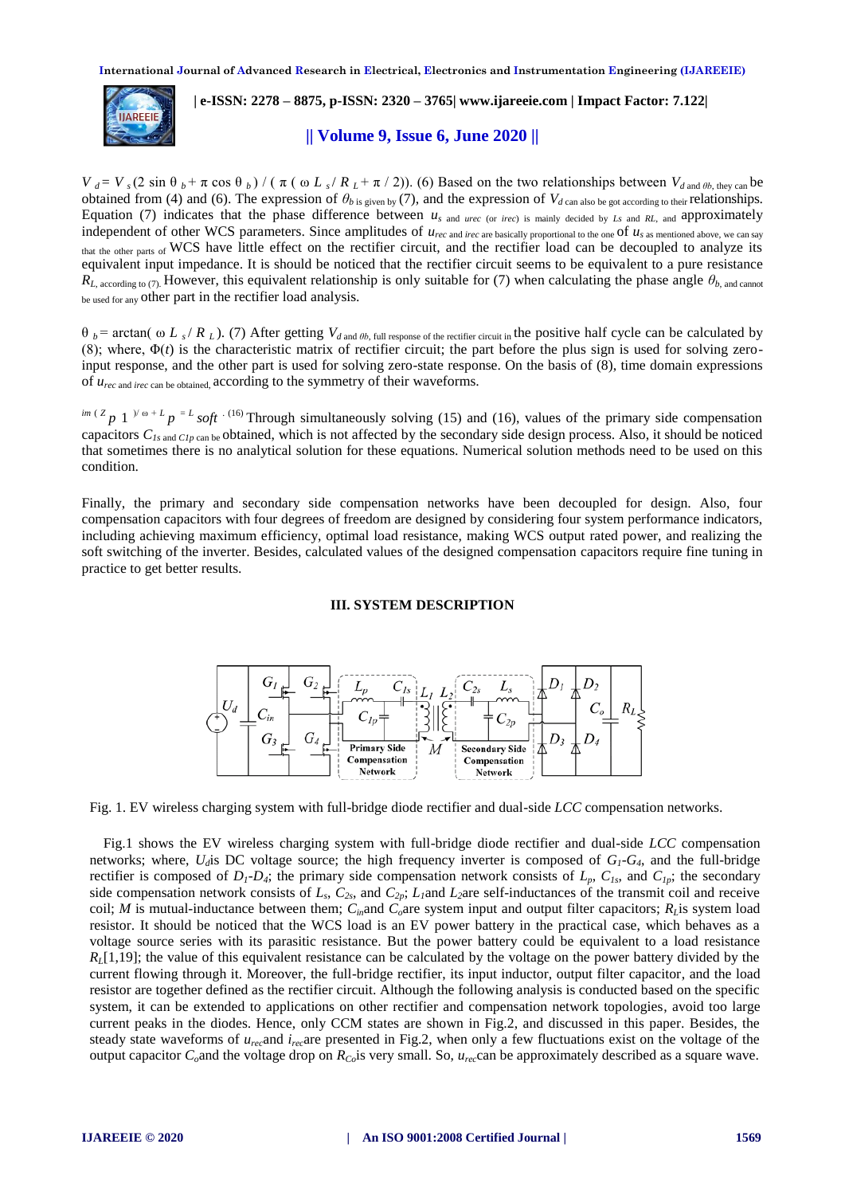$V_d = V_s(2\sin\theta_b + \pi\cos\theta_b) / (\pi(\omega L_s / R_L + \pi/2))$. (6) Based on the two relationships between $V_d$ and $\theta_b$, they can be obtained from (4) and (6). The expression of $\theta_b$ is given by (7), and the expression of $V_d$ can also be got according to their relationships. Equation (7) indicates that the phase difference between $u_s$ and $u_{rec}$ (or $i_{rec}$) is mainly decided by $L_s$ and $R_L$, and approximately independent of other WCS parameters. Since amplitudes of $u_{rec}$ and $i_{rec}$ are basically proportional to the one of $u_s$ as mentioned above, we can say that the other parts of WCS have little effect on the rectifier circuit, and the rectifier load can be decoupled to analyze its equivalent input impedance. It is should be noticed that the rectifier circuit seems to be equivalent to a pure resistance $R_L$, according to (7). However, this equivalent relationship is only suitable for (7) when calculating the phase angle $\theta_b$, and cannot be used for any other part in the rectifier load analysis.

$\theta_b = \arctan(\omega L_s / R_L)$. (7) After getting $V_d$ and $\theta_b$, full response of the rectifier circuit in the positive half cycle can be calculated by (8); where, $\Phi(t)$ is the characteristic matrix of rectifier circuit; the part before the plus sign is used for solving zero-input response, and the other part is used for solving zero-state response. On the basis of (8), time domain expressions of $u_{rec}$ and $i_{rec}$ can be obtained, according to the symmetry of their waveforms.

$im(Z_p 1)/\omega + L_p = L_{soft}$. (16) Through simultaneously solving (15) and (16), values of the primary side compensation capacitors $C_{1s}$ and $C_{1p}$ can be obtained, which is not affected by the secondary side design process. Also, it should be noticed that sometimes there is no analytical solution for these equations. Numerical solution methods need to be used on this condition.

Finally, the primary and secondary side compensation networks have been decoupled for design. Also, four compensation capacitors with four degrees of freedom are designed by considering four system performance indicators, including achieving maximum efficiency, optimal load resistance, making WCS output rated power, and realizing the soft switching of the inverter. Besides, calculated values of the designed compensation capacitors require fine tuning in practice to get better results.

## III. SYSTEM DESCRIPTION

Fig. 1. EV wireless charging system with full-bridge diode rectifier and dual-side *LCC* compensation networks.

Fig.1 shows the EV wireless charging system with full-bridge diode rectifier and dual-side *LCC* compensation networks; where, $U_d$ is DC voltage source; the high frequency inverter is composed of $G_1$-$G_4$, and the full-bridge rectifier is composed of $D_1$-$D_4$; the primary side compensation network consists of $L_p$, $C_{1s}$, and $C_{1p}$; the secondary side compensation network consists of $L_s$, $C_{2s}$, and $C_{2p}$; $L_1$ and $L_2$ are self-inductances of the transmit coil and receive coil; $M$ is mutual-inductance between them; $C_{in}$ and $C_o$ are system input and output filter capacitors; $R_L$ is system load resistor. It should be noticed that the WCS load is an EV power battery in the practical case, which behaves as a voltage source series with its parasitic resistance. But the power battery could be equivalent to a load resistance $R_L$[1,19]; the value of this equivalent resistance can be calculated by the voltage on the power battery divided by the current flowing through it. Moreover, the full-bridge rectifier, its input inductor, output filter capacitor, and the load resistor are together defined as the rectifier circuit. Although the following analysis is conducted based on the specific system, it can be extended to applications on other rectifier and compensation network topologies, avoid too large current peaks in the diodes. Hence, only CCM states are shown in Fig.2, and discussed in this paper. Besides, the steady state waveforms of $u_{rec}$ and $i_{rec}$ are presented in Fig.2, when only a few fluctuations exist on the voltage of the output capacitor $C_o$ and the voltage drop on $R_{Co}$ is very small. So, $u_{rec}$ can be approximately described as a square wave.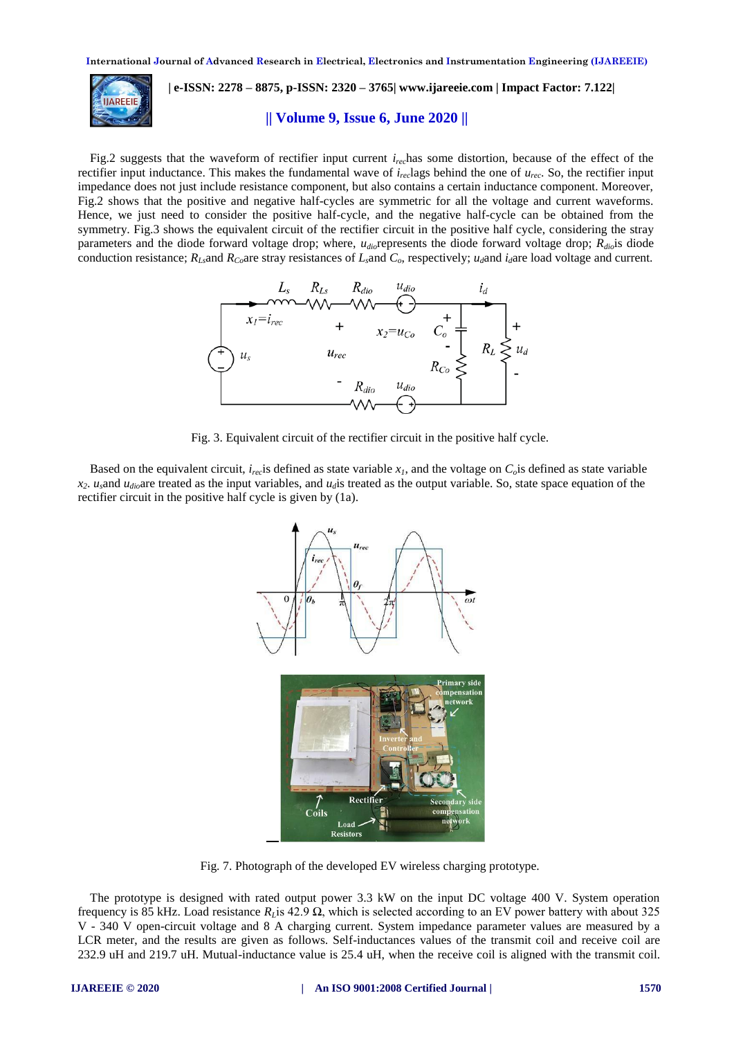Fig.2 suggests that the waveform of rectifier input current $i_{rec}$ has some distortion, because of the effect of the rectifier input inductance. This makes the fundamental wave of $i_{rec}$ lags behind the one of $u_{rec}$. So, the rectifier input impedance does not just include resistance component, but also contains a certain inductance component. Moreover, Fig.2 shows that the positive and negative half-cycles are symmetric for all the voltage and current waveforms. Hence, we just need to consider the positive half-cycle, and the negative half-cycle can be obtained from the symmetry. Fig.3 shows the equivalent circuit of the rectifier circuit in the positive half cycle, considering the stray parameters and the diode forward voltage drop; where, $u_{dio}$ represents the diode forward voltage drop; $R_{dio}$ is diode conduction resistance; $R_{Ls}$ and $R_{Co}$ are stray resistances of $L_s$ and $C_o$, respectively; $u_d$ and $i_d$ are load voltage and current.

Fig. 3. Equivalent circuit of the rectifier circuit in the positive half cycle.

Based on the equivalent circuit, $i_{rec}$ is defined as state variable $x_1$, and the voltage on $C_o$ is defined as state variable $x_2$. $u_s$ and $u_{dio}$ are treated as the input variables, and $u_d$ is treated as the output variable. So, state space equation of the rectifier circuit in the positive half cycle is given by (1a).

Fig. 7. Photograph of the developed EV wireless charging prototype.

The prototype is designed with rated output power 3.3 kW on the input DC voltage 400 V. System operation frequency is 85 kHz. Load resistance $R_L$ is 42.9 Ω, which is selected according to an EV power battery with about 325 V - 340 V open-circuit voltage and 8 A charging current. System impedance parameter values are measured by a LCR meter, and the results are given as follows. Self-inductances values of the transmit coil and receive coil are 232.9 uH and 219.7 uH. Mutual-inductance value is 25.4 uH, when the receive coil is aligned with the transmit coil.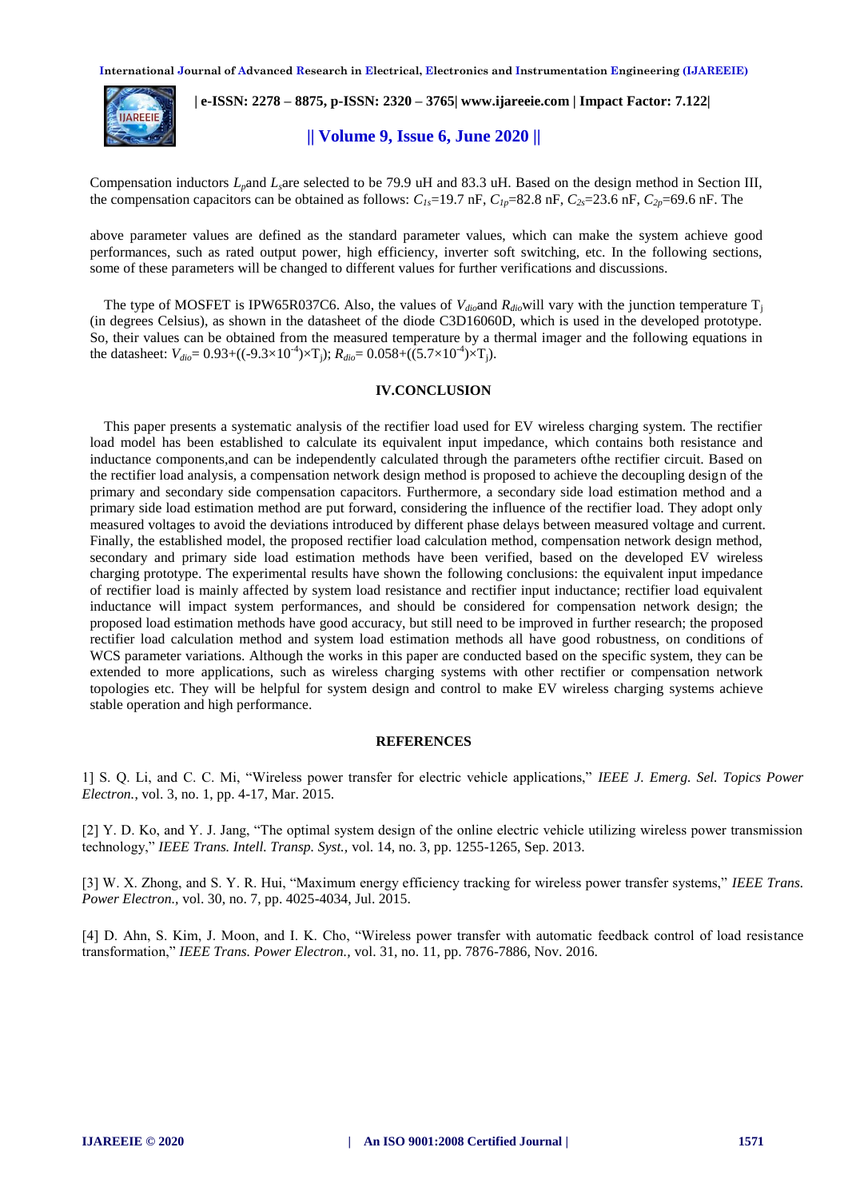Compensation inductors $L_p$ and $L_s$ are selected to be 79.9 uH and 83.3 uH. Based on the design method in Section III, the compensation capacitors can be obtained as follows: $C_{1s}$=19.7 nF, $C_{1p}$=82.8 nF, $C_{2s}$=23.6 nF, $C_{2p}$=69.6 nF. The

above parameter values are defined as the standard parameter values, which can make the system achieve good performances, such as rated output power, high efficiency, inverter soft switching, etc. In the following sections, some of these parameters will be changed to different values for further verifications and discussions.

The type of MOSFET is IPW65R037C6. Also, the values of $V_{dio}$ and $R_{dio}$ will vary with the junction temperature $T_j$ (in degrees Celsius), as shown in the datasheet of the diode C3D16060D, which is used in the developed prototype. So, their values can be obtained from the measured temperature by a thermal imager and the following equations in the datasheet: $V_{dio}= 0.93+((-9.3\times10^{-4})\times T_j)$; $R_{dio}= 0.058+((5.7\times10^{-4})\times T_j)$.

## IV.CONCLUSION

This paper presents a systematic analysis of the rectifier load used for EV wireless charging system. The rectifier load model has been established to calculate its equivalent input impedance, which contains both resistance and inductance components,and can be independently calculated through the parameters ofthe rectifier circuit. Based on the rectifier load analysis, a compensation network design method is proposed to achieve the decoupling design of the primary and secondary side compensation capacitors. Furthermore, a secondary side load estimation method and a primary side load estimation method are put forward, considering the influence of the rectifier load. They adopt only measured voltages to avoid the deviations introduced by different phase delays between measured voltage and current. Finally, the established model, the proposed rectifier load calculation method, compensation network design method, secondary and primary side load estimation methods have been verified, based on the developed EV wireless charging prototype. The experimental results have shown the following conclusions: the equivalent input impedance of rectifier load is mainly affected by system load resistance and rectifier input inductance; rectifier load equivalent inductance will impact system performances, and should be considered for compensation network design; the proposed load estimation methods have good accuracy, but still need to be improved in further research; the proposed rectifier load calculation method and system load estimation methods all have good robustness, on conditions of WCS parameter variations. Although the works in this paper are conducted based on the specific system, they can be extended to more applications, such as wireless charging systems with other rectifier or compensation network topologies etc. They will be helpful for system design and control to make EV wireless charging systems achieve stable operation and high performance.

## REFERENCES

1] S. Q. Li, and C. C. Mi, "Wireless power transfer for electric vehicle applications," *IEEE J. Emerg. Sel. Topics Power Electron.*, vol. 3, no. 1, pp. 4-17, Mar. 2015.

[2] Y. D. Ko, and Y. J. Jang, "The optimal system design of the online electric vehicle utilizing wireless power transmission technology," *IEEE Trans. Intell. Transp. Syst.*, vol. 14, no. 3, pp. 1255-1265, Sep. 2013.

[3] W. X. Zhong, and S. Y. R. Hui, "Maximum energy efficiency tracking for wireless power transfer systems," *IEEE Trans. Power Electron.*, vol. 30, no. 7, pp. 4025-4034, Jul. 2015.

[4] D. Ahn, S. Kim, J. Moon, and I. K. Cho, "Wireless power transfer with automatic feedback control of load resistance transformation," *IEEE Trans. Power Electron.*, vol. 31, no. 11, pp. 7876-7886, Nov. 2016.